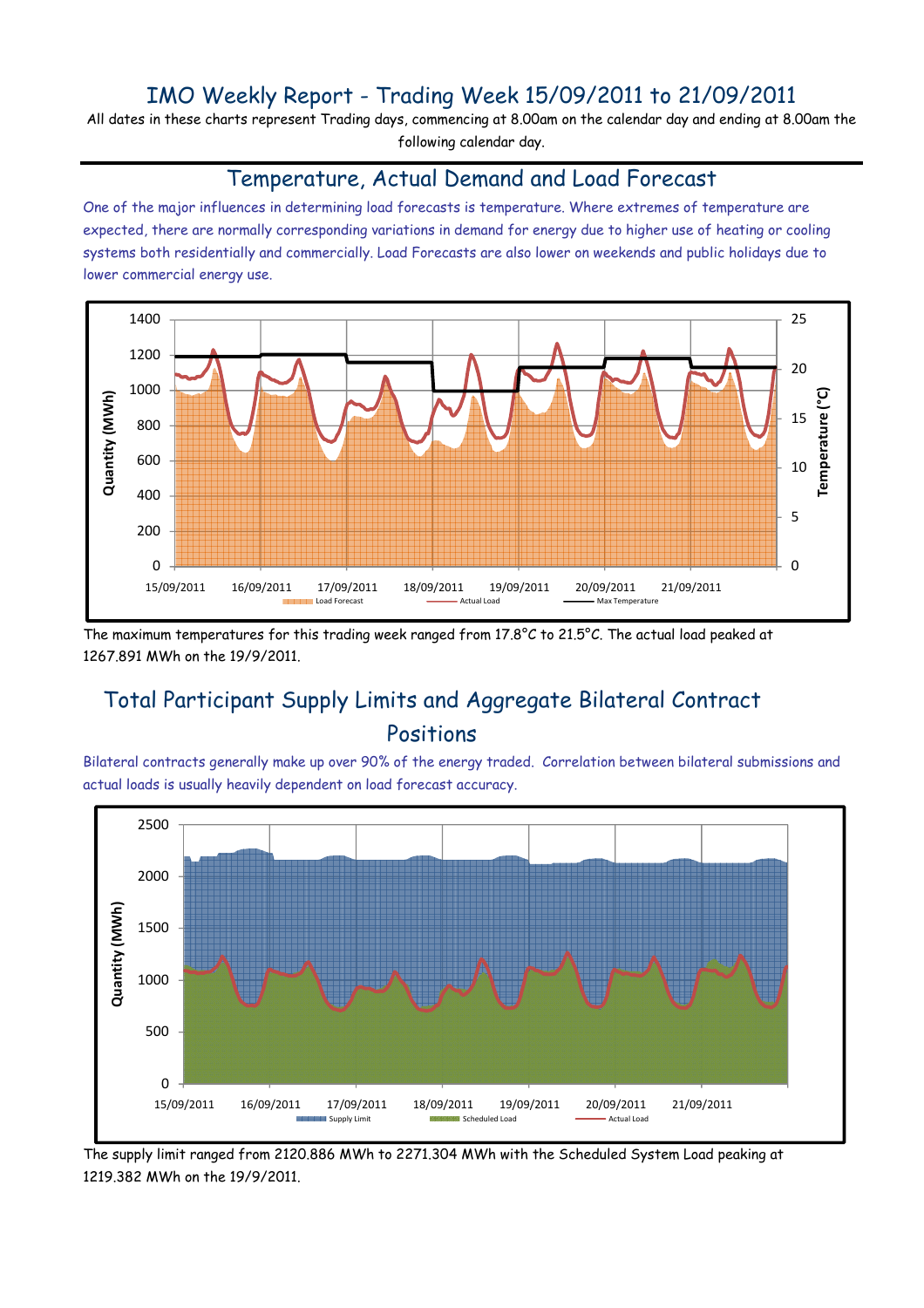# IMO Weekly Report - Trading Week 15/09/2011 to 21/09/2011

All dates in these charts represent Trading days, commencing at 8.00am on the calendar day and ending at 8.00am the following calendar day.

## Temperature, Actual Demand and Load Forecast

One of the major influences in determining load forecasts is temperature. Where extremes of temperature are expected, there are normally corresponding variations in demand for energy due to higher use of heating or cooling systems both residentially and commercially. Load Forecasts are also lower on weekends and public holidays due to lower commercial energy use.

The maximum temperatures for this trading week ranged from 17.8°C to 21.5°C. The actual load peaked at 1267.891 MWh on the 19/9/2011.

## Total Participant Supply Limits and Aggregate Bilateral Contract Positions

Bilateral contracts generally make up over 90% of the energy traded. Correlation between bilateral submissions and actual loads is usually heavily dependent on load forecast accuracy.

The supply limit ranged from 2120.886 MWh to 2271.304 MWh with the Scheduled System Load peaking at 1219.382 MWh on the 19/9/2011.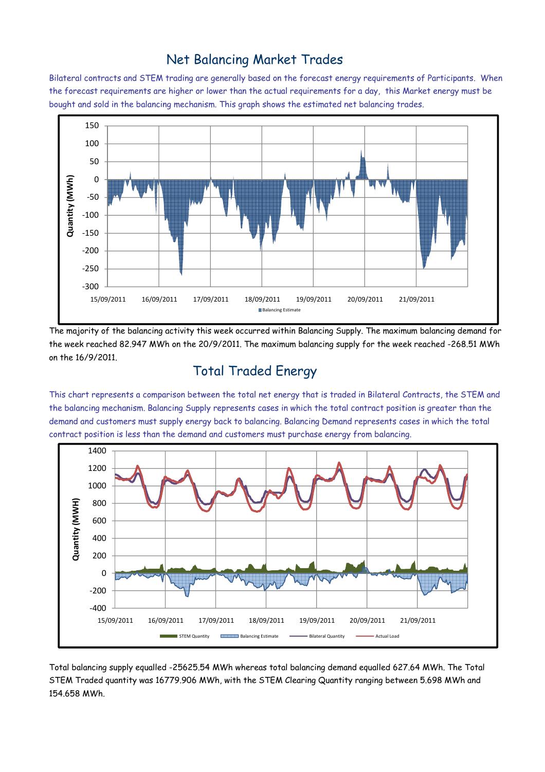## Net Balancing Market Trades

Bilateral contracts and STEM trading are generally based on the forecast energy requirements of Participants. When the forecast requirements are higher or lower than the actual requirements for a day, this Market energy must be bought and sold in the balancing mechanism. This graph shows the estimated net balancing trades.

The majority of the balancing activity this week occurred within Balancing Supply. The maximum balancing demand for the week reached 82.947 MWh on the 20/9/2011. The maximum balancing supply for the week reached -268.51 MWh on the 16/9/2011.

## Total Traded Energy

This chart represents a comparison between the total net energy that is traded in Bilateral Contracts, the STEM and the balancing mechanism. Balancing Supply represents cases in which the total contract position is greater than the demand and customers must supply energy back to balancing. Balancing Demand represents cases in which the total contract position is less than the demand and customers must purchase energy from balancing.

Total balancing supply equalled -25625.54 MWh whereas total balancing demand equalled 627.64 MWh. The Total STEM Traded quantity was 16779.906 MWh, with the STEM Clearing Quantity ranging between 5.698 MWh and 154.658 MWh.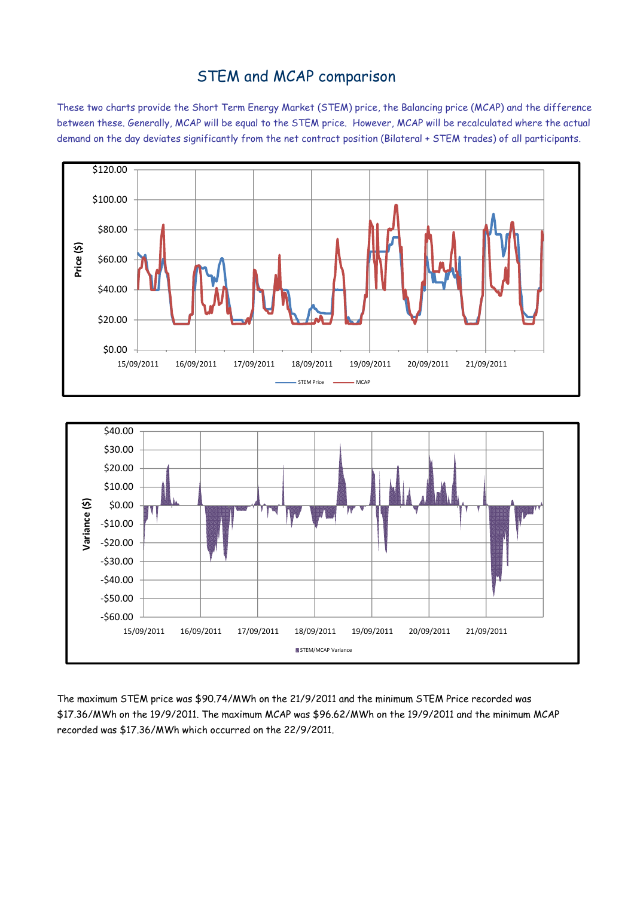# STEM and MCAP comparison

These two charts provide the Short Term Energy Market (STEM) price, the Balancing price (MCAP) and the difference between these. Generally, MCAP will be equal to the STEM price. However, MCAP will be recalculated where the actual demand on the day deviates significantly from the net contract position (Bilateral + STEM trades) of all participants.

Price ($)

$120.00
$100.00
$80.00
$60.00
$40.00
$20.00
$0.00

15/09/2011
16/09/2011
17/09/2011
18/09/2011
19/09/2011
20/09/2011
21/09/2011

STEM Price
MCAP

Variance ($)

$40.00
$30.00
$20.00
$10.00
$0.00
-$10.00
-$20.00
-$30.00
-$40.00
-$50.00
-$60.00

15/09/2011
16/09/2011
17/09/2011
18/09/2011
19/09/2011
20/09/2011
21/09/2011

STEM/MCAP Variance

The maximum STEM price was $90.74/MWh on the 21/9/2011 and the minimum STEM Price recorded was $17.36/MWh on the 19/9/2011. The maximum MCAP was $96.62/MWh on the 19/9/2011 and the minimum MCAP recorded was $17.36/MWh which occurred on the 22/9/2011.